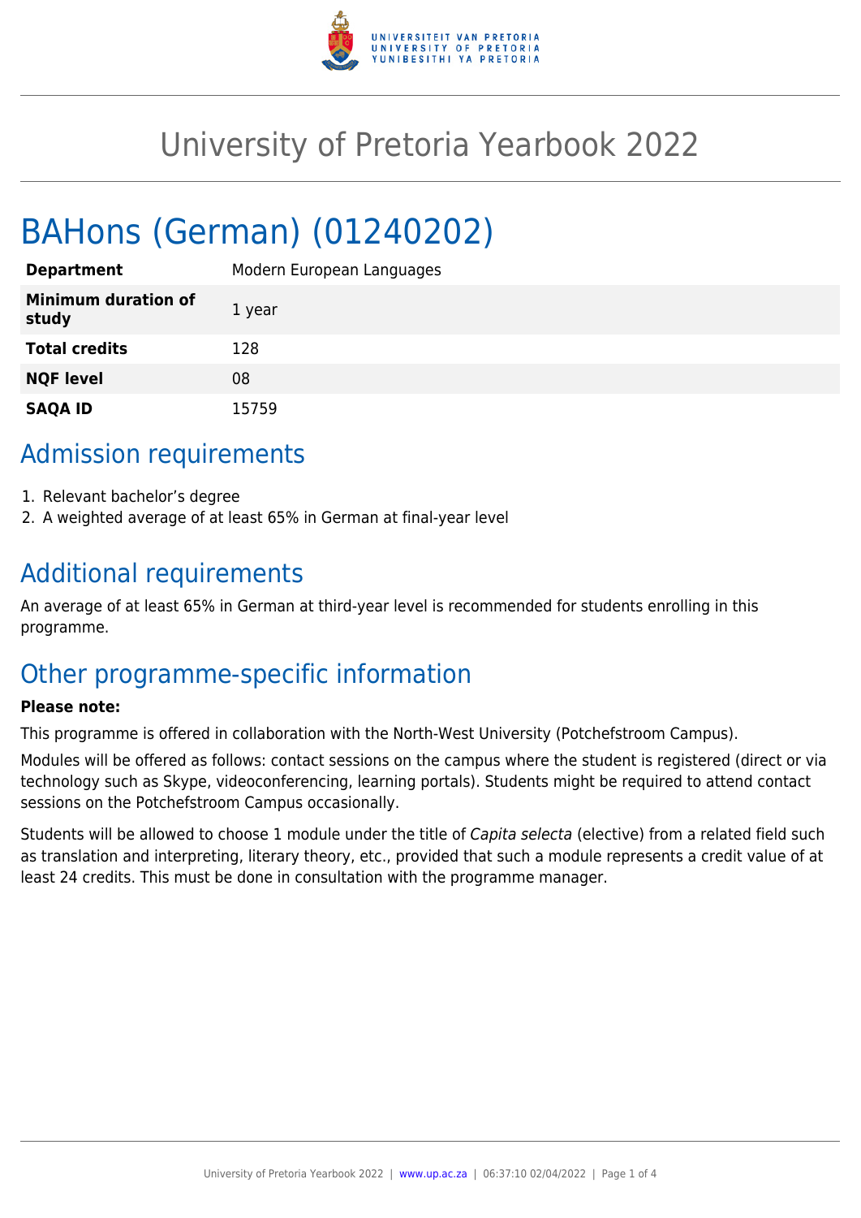# University of Pretoria Yearbook 2022

# BAHons (German) (01240202)

| | |
|---|---|
| **Department** | Modern European Languages |
| **Minimum duration of study** | 1 year |
| **Total credits** | 128 |
| **NQF level** | 08 |
| **SAQA ID** | 15759 |

## Admission requirements

1. Relevant bachelor's degree
2. A weighted average of at least 65% in German at final-year level

## Additional requirements

An average of at least 65% in German at third-year level is recommended for students enrolling in this programme.

## Other programme-specific information

**Please note:**

This programme is offered in collaboration with the North-West University (Potchefstroom Campus).

Modules will be offered as follows: contact sessions on the campus where the student is registered (direct or via technology such as Skype, videoconferencing, learning portals). Students might be required to attend contact sessions on the Potchefstroom Campus occasionally.

Students will be allowed to choose 1 module under the title of *Capita selecta* (elective) from a related field such as translation and interpreting, literary theory, etc., provided that such a module represents a credit value of at least 24 credits. This must be done in consultation with the programme manager.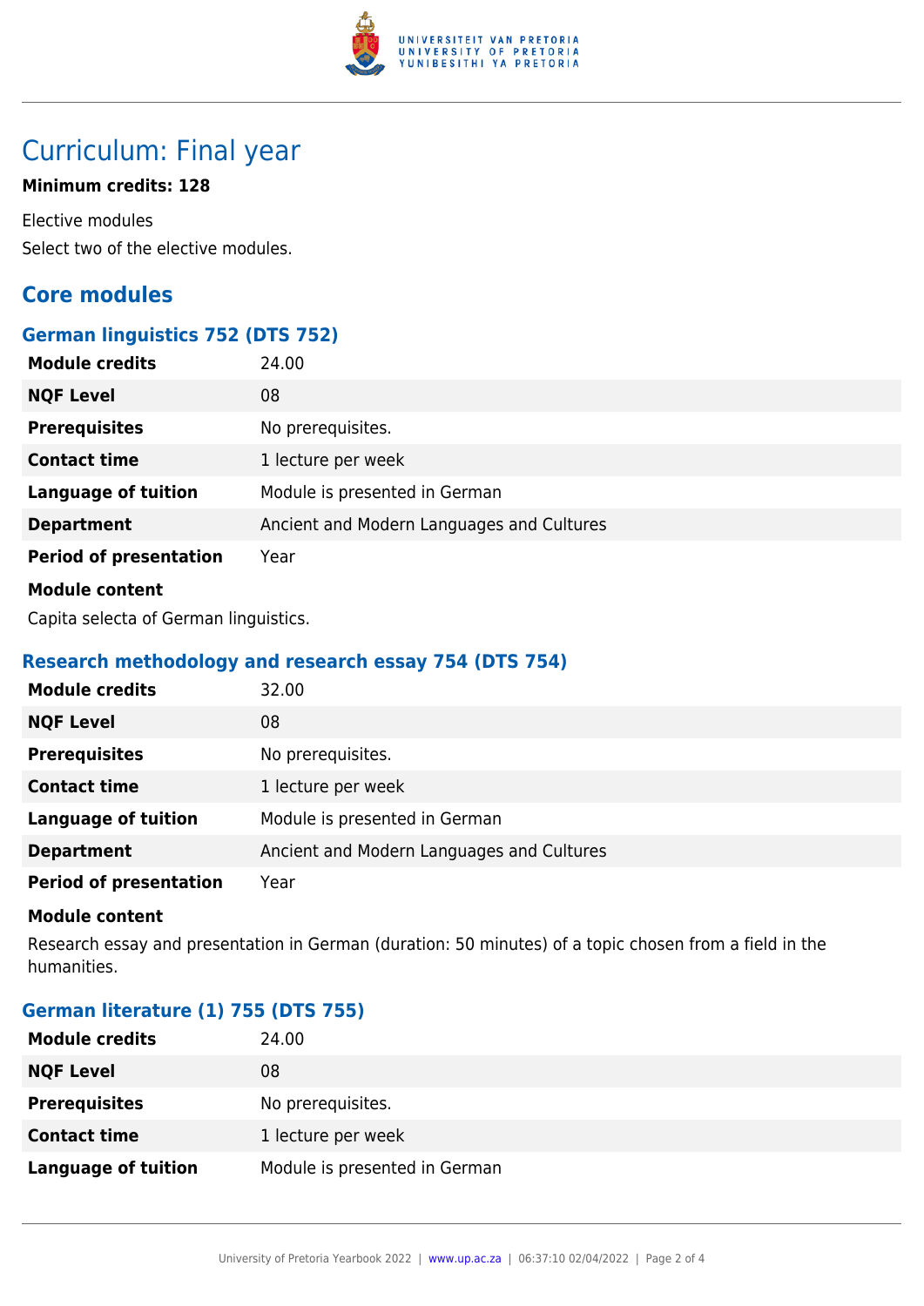# Curriculum: Final year

**Minimum credits: 128**

Elective modules

Select two of the elective modules.

## Core modules

### German linguistics 752 (DTS 752)

| | |
|---|---|
| **Module credits** | 24.00 |
| **NQF Level** | 08 |
| **Prerequisites** | No prerequisites. |
| **Contact time** | 1 lecture per week |
| **Language of tuition** | Module is presented in German |
| **Department** | Ancient and Modern Languages and Cultures |
| **Period of presentation** | Year |

**Module content**

Capita selecta of German linguistics.

### Research methodology and research essay 754 (DTS 754)

| | |
|---|---|
| **Module credits** | 32.00 |
| **NQF Level** | 08 |
| **Prerequisites** | No prerequisites. |
| **Contact time** | 1 lecture per week |
| **Language of tuition** | Module is presented in German |
| **Department** | Ancient and Modern Languages and Cultures |
| **Period of presentation** | Year |

**Module content**

Research essay and presentation in German (duration: 50 minutes) of a topic chosen from a field in the humanities.

### German literature (1) 755 (DTS 755)

| | |
|---|---|
| **Module credits** | 24.00 |
| **NQF Level** | 08 |
| **Prerequisites** | No prerequisites. |
| **Contact time** | 1 lecture per week |
| **Language of tuition** | Module is presented in German |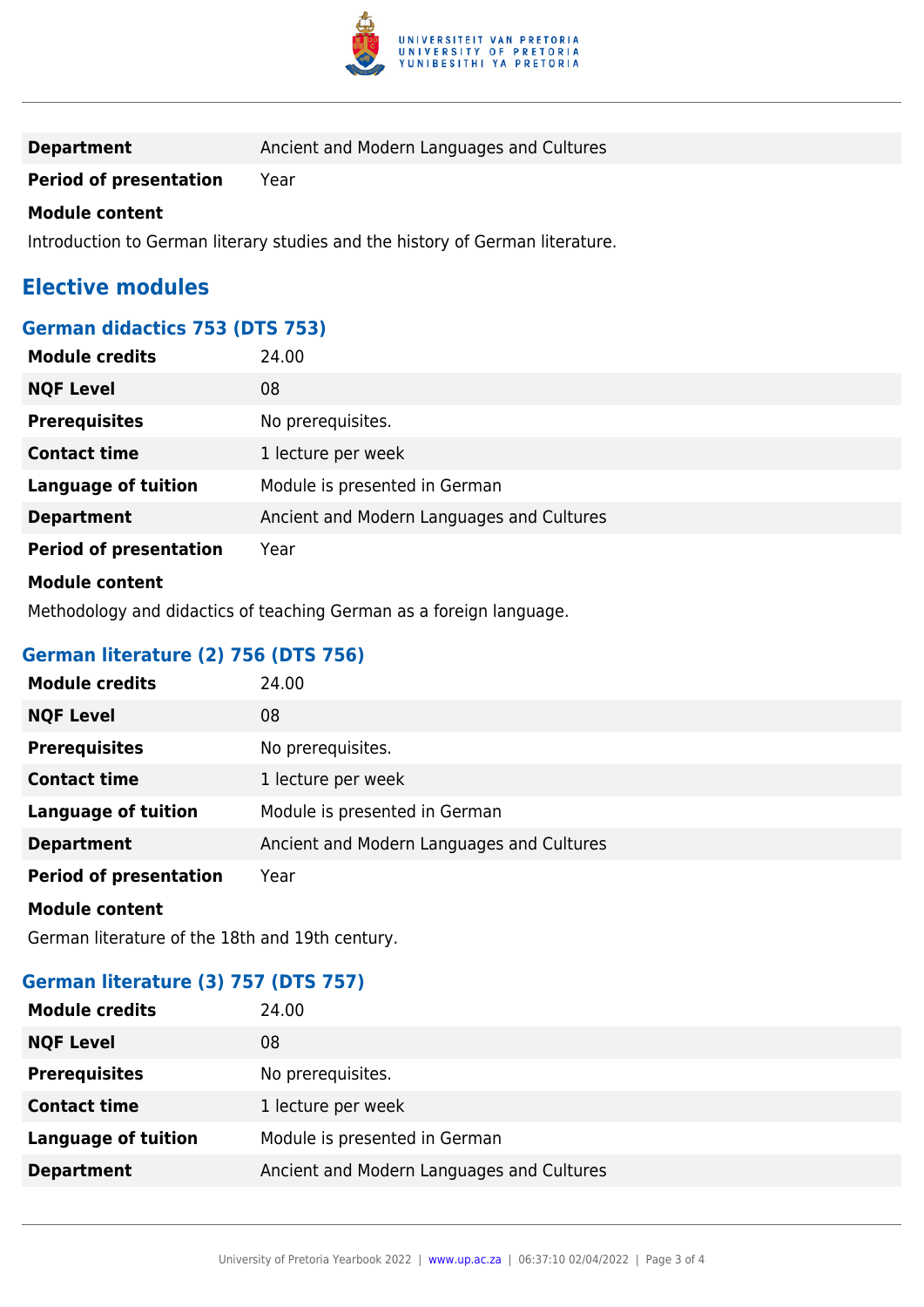| | |
|---|---|
| **Department** | Ancient and Modern Languages and Cultures |
| **Period of presentation** | Year |

**Module content**

Introduction to German literary studies and the history of German literature.

## Elective modules

### German didactics 753 (DTS 753)

| | |
|---|---|
| **Module credits** | 24.00 |
| **NQF Level** | 08 |
| **Prerequisites** | No prerequisites. |
| **Contact time** | 1 lecture per week |
| **Language of tuition** | Module is presented in German |
| **Department** | Ancient and Modern Languages and Cultures |
| **Period of presentation** | Year |

**Module content**

Methodology and didactics of teaching German as a foreign language.

### German literature (2) 756 (DTS 756)

| | |
|---|---|
| **Module credits** | 24.00 |
| **NQF Level** | 08 |
| **Prerequisites** | No prerequisites. |
| **Contact time** | 1 lecture per week |
| **Language of tuition** | Module is presented in German |
| **Department** | Ancient and Modern Languages and Cultures |
| **Period of presentation** | Year |

**Module content**

German literature of the 18th and 19th century.

### German literature (3) 757 (DTS 757)

| | |
|---|---|
| **Module credits** | 24.00 |
| **NQF Level** | 08 |
| **Prerequisites** | No prerequisites. |
| **Contact time** | 1 lecture per week |
| **Language of tuition** | Module is presented in German |
| **Department** | Ancient and Modern Languages and Cultures |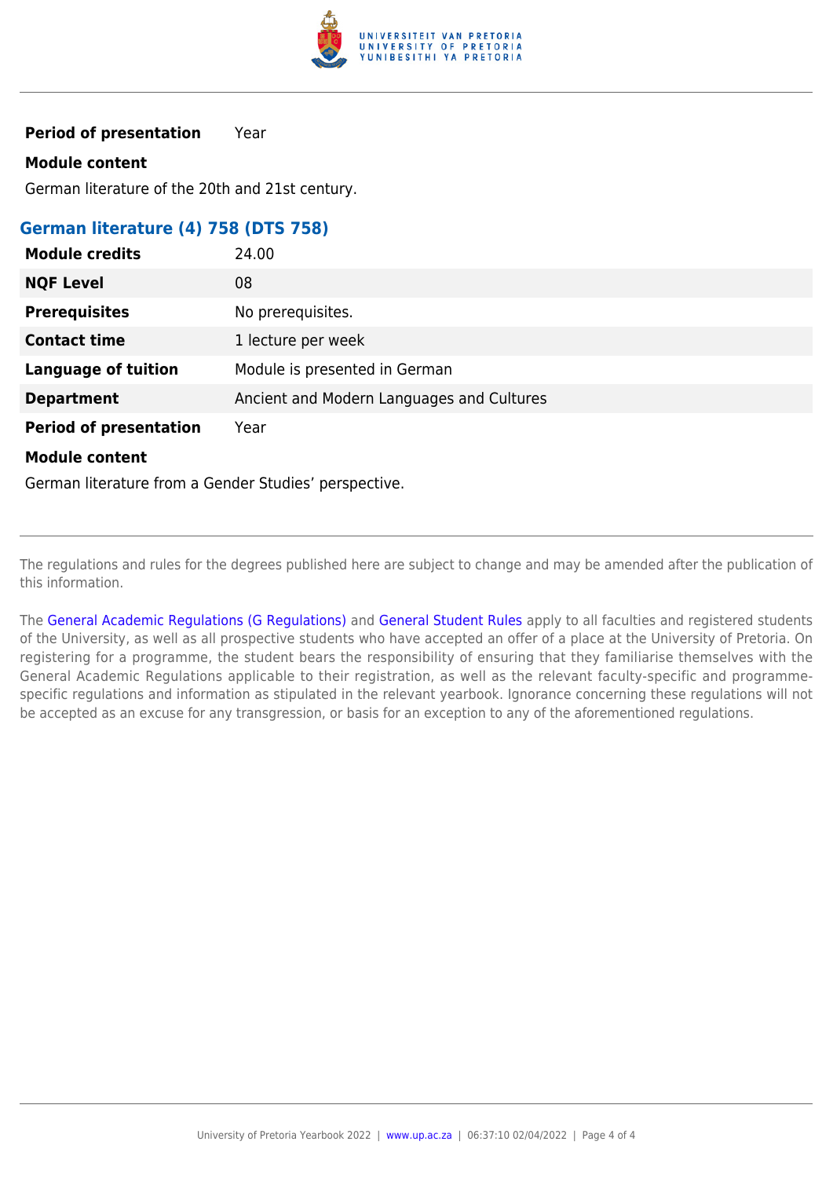| | |
|---|---|
| **Period of presentation** | Year |

**Module content**

German literature of the 20th and 21st century.

### German literature (4) 758 (DTS 758)

| | |
|---|---|
| **Module credits** | 24.00 |
| **NQF Level** | 08 |
| **Prerequisites** | No prerequisites. |
| **Contact time** | 1 lecture per week |
| **Language of tuition** | Module is presented in German |
| **Department** | Ancient and Modern Languages and Cultures |
| **Period of presentation** | Year |

**Module content**

German literature from a Gender Studies' perspective.

The regulations and rules for the degrees published here are subject to change and may be amended after the publication of this information.

The General Academic Regulations (G Regulations) and General Student Rules apply to all faculties and registered students of the University, as well as all prospective students who have accepted an offer of a place at the University of Pretoria. On registering for a programme, the student bears the responsibility of ensuring that they familiarise themselves with the General Academic Regulations applicable to their registration, as well as the relevant faculty-specific and programme-specific regulations and information as stipulated in the relevant yearbook. Ignorance concerning these regulations will not be accepted as an excuse for any transgression, or basis for an exception to any of the aforementioned regulations.